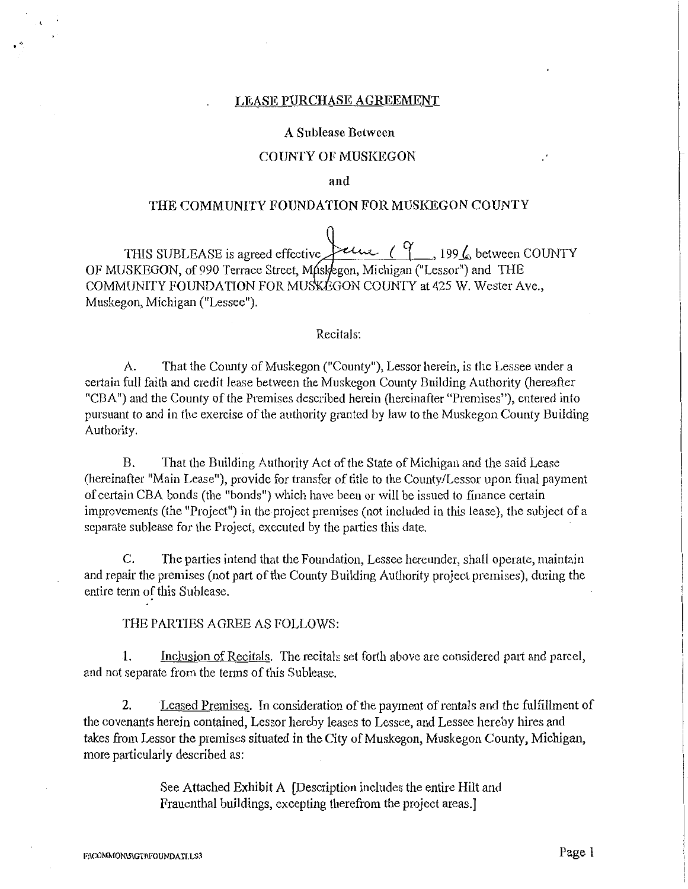LEASE PURCHASE AGREEMENT

A Sublease Between

COUNTY OF MUSKEGON

and

THE COMMUNITY FOUNDATION FOR MUSKEGON COUNTY

THIS SUBLEASE is agreed effective June 19, 1996, between COUNTY OF MUSKEGON, of 990 Terrace Street, Muskegon, Michigan ("Lessor") and THE COMMUNITY FOUNDATION FOR MUSKEGON COUNTY at 425 W. Wester Ave., Muskegon, Michigan ("Lessee").

Recitals:

A. That the County of Muskegon ("County"), Lessor herein, is the Lessee under a certain full faith and credit lease between the Muskegon County Building Authority (hereafter "CBA") and the County of the Premises described herein (hereinafter "Premises"), entered into pursuant to and in the exercise of the authority granted by law to the Muskegon County Building Authority.

B. That the Building Authority Act of the State of Michigan and the said Lease (hereinafter "Main Lease"), provide for transfer of title to the County/Lessor upon final payment of certain CBA bonds (the "bonds") which have been or will be issued to finance certain improvements (the "Project") in the project premises (not included in this lease), the subject of a separate sublease for the Project, executed by the parties this date.

C. The parties intend that the Foundation, Lessee hereunder, shall operate, maintain and repair the premises (not part of the County Building Authority project premises), during the entire term of this Sublease.

THE PARTIES AGREE AS FOLLOWS:

1. Inclusion of Recitals. The recitals set forth above are considered part and parcel, and not separate from the terms of this Sublease.

2. Leased Premises. In consideration of the payment of rentals and the fulfillment of the covenants herein contained, Lessor hereby leases to Lessee, and Lessee hereby hires and takes from Lessor the premises situated in the City of Muskegon, Muskegon County, Michigan, more particularly described as:

> See Attached Exhibit A [Description includes the entire Hilt and Frauenthal buildings, excepting therefrom the project areas.]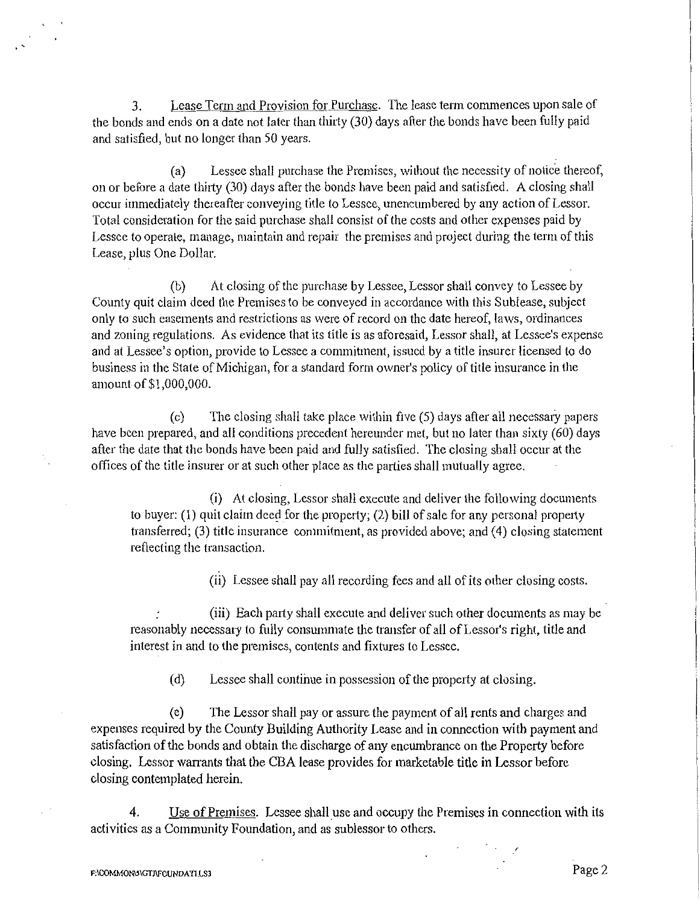3. Lease Term and Provision for Purchase. The lease term commences upon sale of the bonds and ends on a date not later than thirty (30) days after the bonds have been fully paid and satisfied, but no longer than 50 years.

(a) Lessee shall purchase the Premises, without the necessity of notice thereof, on or before a date thirty (30) days after the bonds have been paid and satisfied. A closing shall occur immediately thereafter conveying title to Lessee, unencumbered by any action of Lessor. Total consideration for the said purchase shall consist of the costs and other expenses paid by Lessee to operate, manage, maintain and repair the premises and project during the term of this Lease, plus One Dollar.

(b) At closing of the purchase by Lessee, Lessor shall convey to Lessee by County quit claim deed the Premises to be conveyed in accordance with this Sublease, subject only to such easements and restrictions as were of record on the date hereof, laws, ordinances and zoning regulations. As evidence that its title is as aforesaid, Lessor shall, at Lessee's expense and at Lessee's option, provide to Lessee a commitment, issued by a title insurer licensed to do business in the State of Michigan, for a standard form owner's policy of title insurance in the amount of $1,000,000.

(c) The closing shall take place within five (5) days after all necessary papers have been prepared, and all conditions precedent hereunder met, but no later than sixty (60) days after the date that the bonds have been paid and fully satisfied. The closing shall occur at the offices of the title insurer or at such other place as the parties shall mutually agree.

(i) At closing, Lessor shall execute and deliver the following documents to buyer: (1) quit claim deed for the property; (2) bill of sale for any personal property transferred; (3) title insurance commitment, as provided above; and (4) closing statement reflecting the transaction.

(ii) Lessee shall pay all recording fees and all of its other closing costs.

(iii) Each party shall execute and deliver such other documents as may be reasonably necessary to fully consummate the transfer of all of Lessor's right, title and interest in and to the premises, contents and fixtures to Lessee.

(d) Lessee shall continue in possession of the property at closing.

(e) The Lessor shall pay or assure the payment of all rents and charges and expenses required by the County Building Authority Lease and in connection with payment and satisfaction of the bonds and obtain the discharge of any encumbrance on the Property before closing. Lessor warrants that the CBA lease provides for marketable title in Lessor before closing contemplated herein.

4. Use of Premises. Lessee shall use and occupy the Premises in connection with its activities as a Community Foundation, and as sublessor to others.

F:\COMMONS\GTJ\FOUNDATI.LS3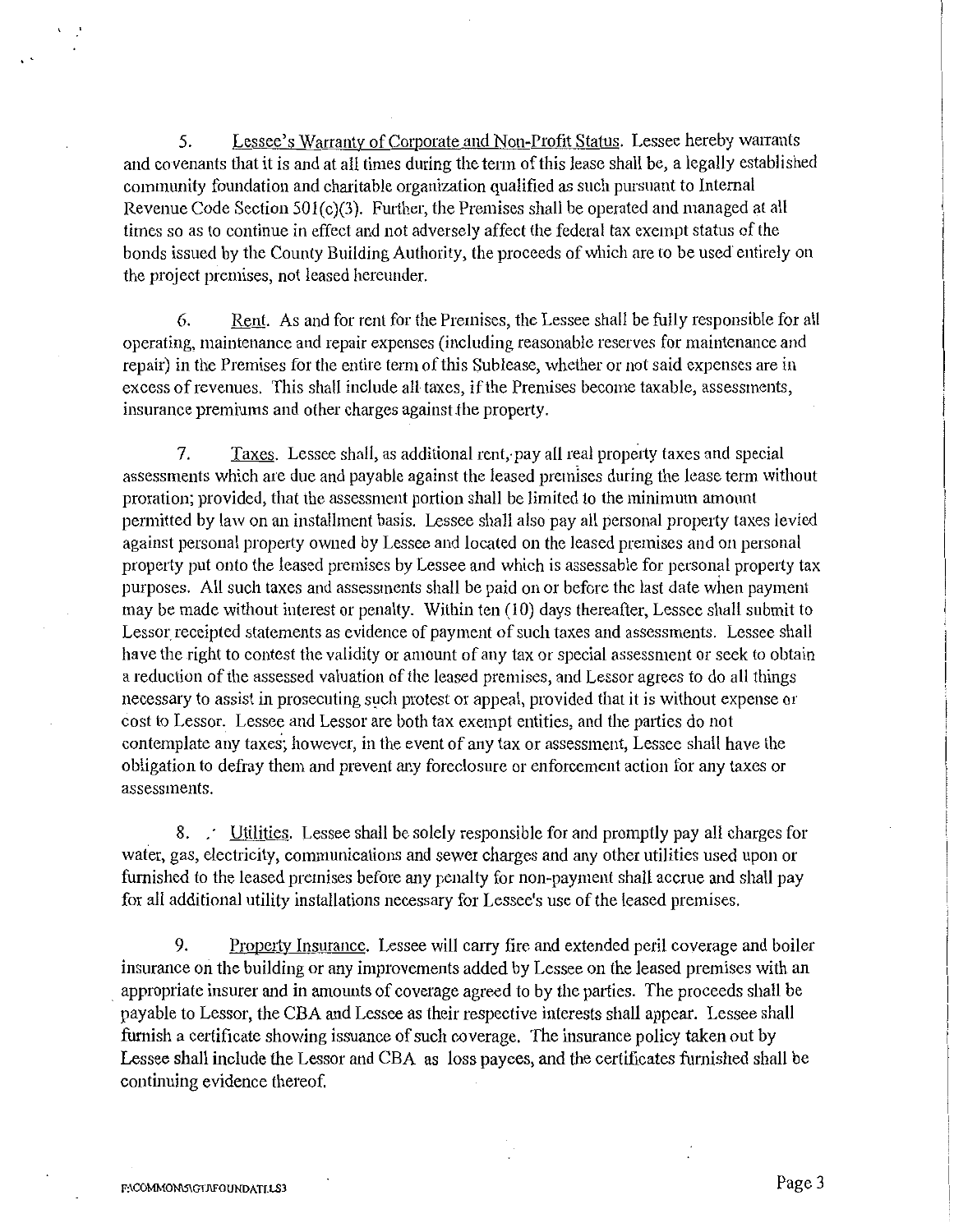5. Lessee's Warranty of Corporate and Non-Profit Status. Lessee hereby warrants and covenants that it is and at all times during the term of this lease shall be, a legally established community foundation and charitable organization qualified as such pursuant to Internal Revenue Code Section 501(c)(3). Further, the Premises shall be operated and managed at all times so as to continue in effect and not adversely affect the federal tax exempt status of the bonds issued by the County Building Authority, the proceeds of which are to be used entirely on the project premises, not leased hereunder.

6. Rent. As and for rent for the Premises, the Lessee shall be fully responsible for all operating, maintenance and repair expenses (including reasonable reserves for maintenance and repair) in the Premises for the entire term of this Sublease, whether or not said expenses are in excess of revenues. This shall include all taxes, if the Premises become taxable, assessments, insurance premiums and other charges against the property.

7. Taxes. Lessee shall, as additional rent, pay all real property taxes and special assessments which are due and payable against the leased premises during the lease term without proration; provided, that the assessment portion shall be limited to the minimum amount permitted by law on an installment basis. Lessee shall also pay all personal property taxes levied against personal property owned by Lessee and located on the leased premises and on personal property put onto the leased premises by Lessee and which is assessable for personal property tax purposes. All such taxes and assessments shall be paid on or before the last date when payment may be made without interest or penalty. Within ten (10) days thereafter, Lessee shall submit to Lessor receipted statements as evidence of payment of such taxes and assessments. Lessee shall have the right to contest the validity or amount of any tax or special assessment or seek to obtain a reduction of the assessed valuation of the leased premises, and Lessor agrees to do all things necessary to assist in prosecuting such protest or appeal, provided that it is without expense or cost to Lessor. Lessee and Lessor are both tax exempt entities, and the parties do not contemplate any taxes; however, in the event of any tax or assessment, Lessee shall have the obligation to defray them and prevent any foreclosure or enforcement action for any taxes or assessments.

8. Utilities. Lessee shall be solely responsible for and promptly pay all charges for water, gas, electricity, communications and sewer charges and any other utilities used upon or furnished to the leased premises before any penalty for non-payment shall accrue and shall pay for all additional utility installations necessary for Lessee's use of the leased premises.

9. Property Insurance. Lessee will carry fire and extended peril coverage and boiler insurance on the building or any improvements added by Lessee on the leased premises with an appropriate insurer and in amounts of coverage agreed to by the parties. The proceeds shall be payable to Lessor, the CBA and Lessee as their respective interests shall appear. Lessee shall furnish a certificate showing issuance of such coverage. The insurance policy taken out by Lessee shall include the Lessor and CBA as loss payees, and the certificates furnished shall be continuing evidence thereof.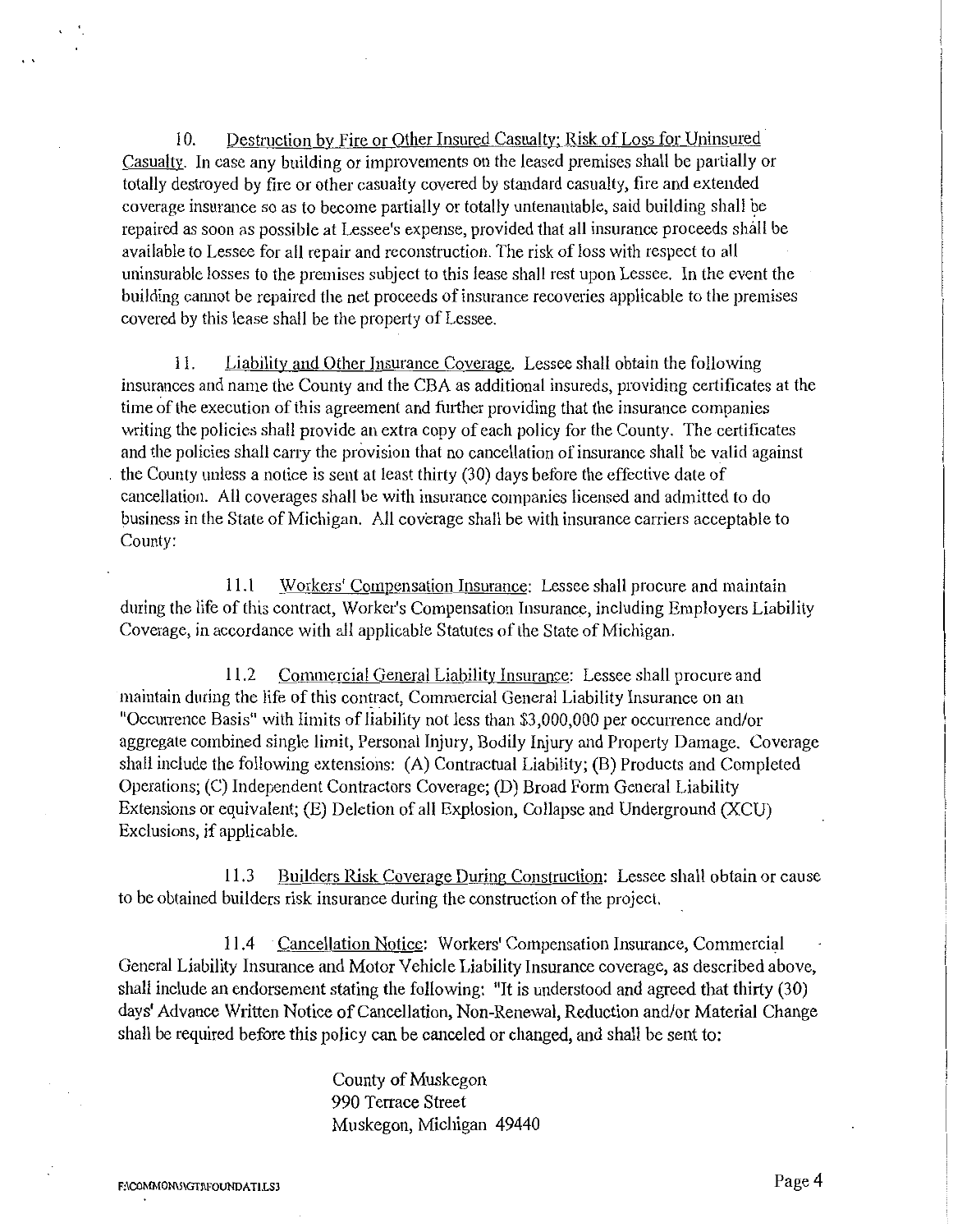10. <u>Destruction by Fire or Other Insured Casualty; Risk of Loss for Uninsured Casualty</u>. In case any building or improvements on the leased premises shall be partially or totally destroyed by fire or other casualty covered by standard casualty, fire and extended coverage insurance so as to become partially or totally untenantable, said building shall be repaired as soon as possible at Lessee's expense, provided that all insurance proceeds shall be available to Lessee for all repair and reconstruction. The risk of loss with respect to all uninsurable losses to the premises subject to this lease shall rest upon Lessee. In the event the building cannot be repaired the net proceeds of insurance recoveries applicable to the premises covered by this lease shall be the property of Lessee.

11. <u>Liability and Other Insurance Coverage</u>. Lessee shall obtain the following insurances and name the County and the CBA as additional insureds, providing certificates at the time of the execution of this agreement and further providing that the insurance companies writing the policies shall provide an extra copy of each policy for the County. The certificates and the policies shall carry the provision that no cancellation of insurance shall be valid against the County unless a notice is sent at least thirty (30) days before the effective date of cancellation. All coverages shall be with insurance companies licensed and admitted to do business in the State of Michigan. All coverage shall be with insurance carriers acceptable to County:

11.1 <u>Workers' Compensation Insurance</u>: Lessee shall procure and maintain during the life of this contract, Worker's Compensation Insurance, including Employers Liability Coverage, in accordance with all applicable Statutes of the State of Michigan.

11.2 <u>Commercial General Liability Insurance</u>: Lessee shall procure and maintain during the life of this contract, Commercial General Liability Insurance on an "Occurrence Basis" with limits of liability not less than $3,000,000 per occurrence and/or aggregate combined single limit, Personal Injury, Bodily Injury and Property Damage. Coverage shall include the following extensions: (A) Contractual Liability; (B) Products and Completed Operations; (C) Independent Contractors Coverage; (D) Broad Form General Liability Extensions or equivalent; (E) Deletion of all Explosion, Collapse and Underground (XCU) Exclusions, if applicable.

11.3 <u>Builders Risk Coverage During Construction</u>: Lessee shall obtain or cause to be obtained builders risk insurance during the construction of the project.

11.4 <u>Cancellation Notice</u>: Workers' Compensation Insurance, Commercial General Liability Insurance and Motor Vehicle Liability Insurance coverage, as described above, shall include an endorsement stating the following: "It is understood and agreed that thirty (30) days' Advance Written Notice of Cancellation, Non-Renewal, Reduction and/or Material Change shall be required before this policy can be canceled or changed, and shall be sent to:

County of Muskegon
990 Terrace Street
Muskegon, Michigan 49440

F:\COMMON\S\GT\FOUNDATILS3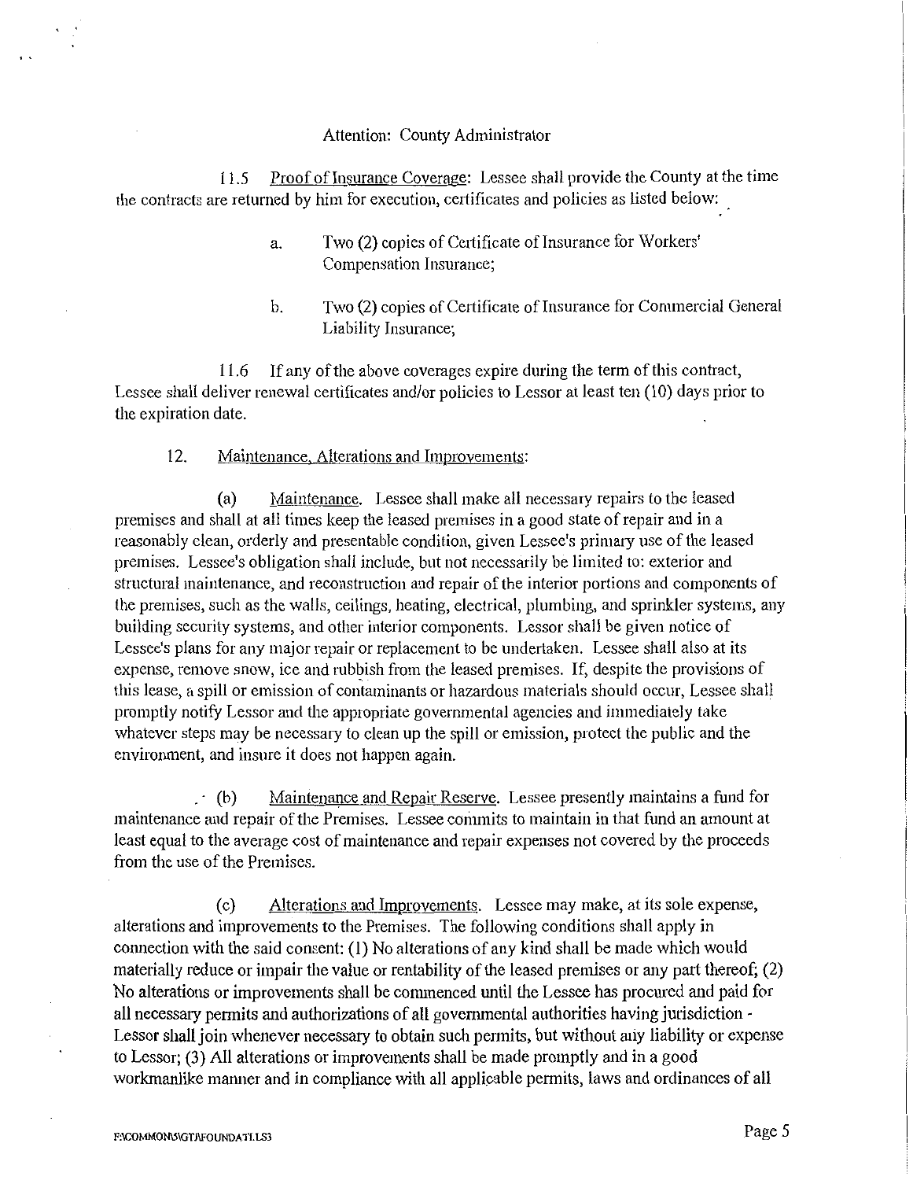Attention: County Administrator

11.5 Proof of Insurance Coverage: Lessee shall provide the County at the time the contracts are returned by him for execution, certificates and policies as listed below:

a. Two (2) copies of Certificate of Insurance for Workers' Compensation Insurance;

b. Two (2) copies of Certificate of Insurance for Commercial General Liability Insurance;

11.6 If any of the above coverages expire during the term of this contract, Lessee shall deliver renewal certificates and/or policies to Lessor at least ten (10) days prior to the expiration date.

12. Maintenance, Alterations and Improvements:

(a) Maintenance. Lessee shall make all necessary repairs to the leased premises and shall at all times keep the leased premises in a good state of repair and in a reasonably clean, orderly and presentable condition, given Lessee's primary use of the leased premises. Lessee's obligation shall include, but not necessarily be limited to: exterior and structural maintenance, and reconstruction and repair of the interior portions and components of the premises, such as the walls, ceilings, heating, electrical, plumbing, and sprinkler systems, any building security systems, and other interior components. Lessor shall be given notice of Lessee's plans for any major repair or replacement to be undertaken. Lessee shall also at its expense, remove snow, ice and rubbish from the leased premises. If, despite the provisions of this lease, a spill or emission of contaminants or hazardous materials should occur, Lessee shall promptly notify Lessor and the appropriate governmental agencies and immediately take whatever steps may be necessary to clean up the spill or emission, protect the public and the environment, and insure it does not happen again.

(b) Maintenance and Repair Reserve. Lessee presently maintains a fund for maintenance and repair of the Premises. Lessee commits to maintain in that fund an amount at least equal to the average cost of maintenance and repair expenses not covered by the proceeds from the use of the Premises.

(c) Alterations and Improvements. Lessee may make, at its sole expense, alterations and improvements to the Premises. The following conditions shall apply in connection with the said consent: (1) No alterations of any kind shall be made which would materially reduce or impair the value or rentability of the leased premises or any part thereof; (2) No alterations or improvements shall be commenced until the Lessee has procured and paid for all necessary permits and authorizations of all governmental authorities having jurisdiction - Lessor shall join whenever necessary to obtain such permits, but without any liability or expense to Lessor; (3) All alterations or improvements shall be made promptly and in a good workmanlike manner and in compliance with all applicable permits, laws and ordinances of all

F:\COMMON\S\GT\FOUNDATI.LS3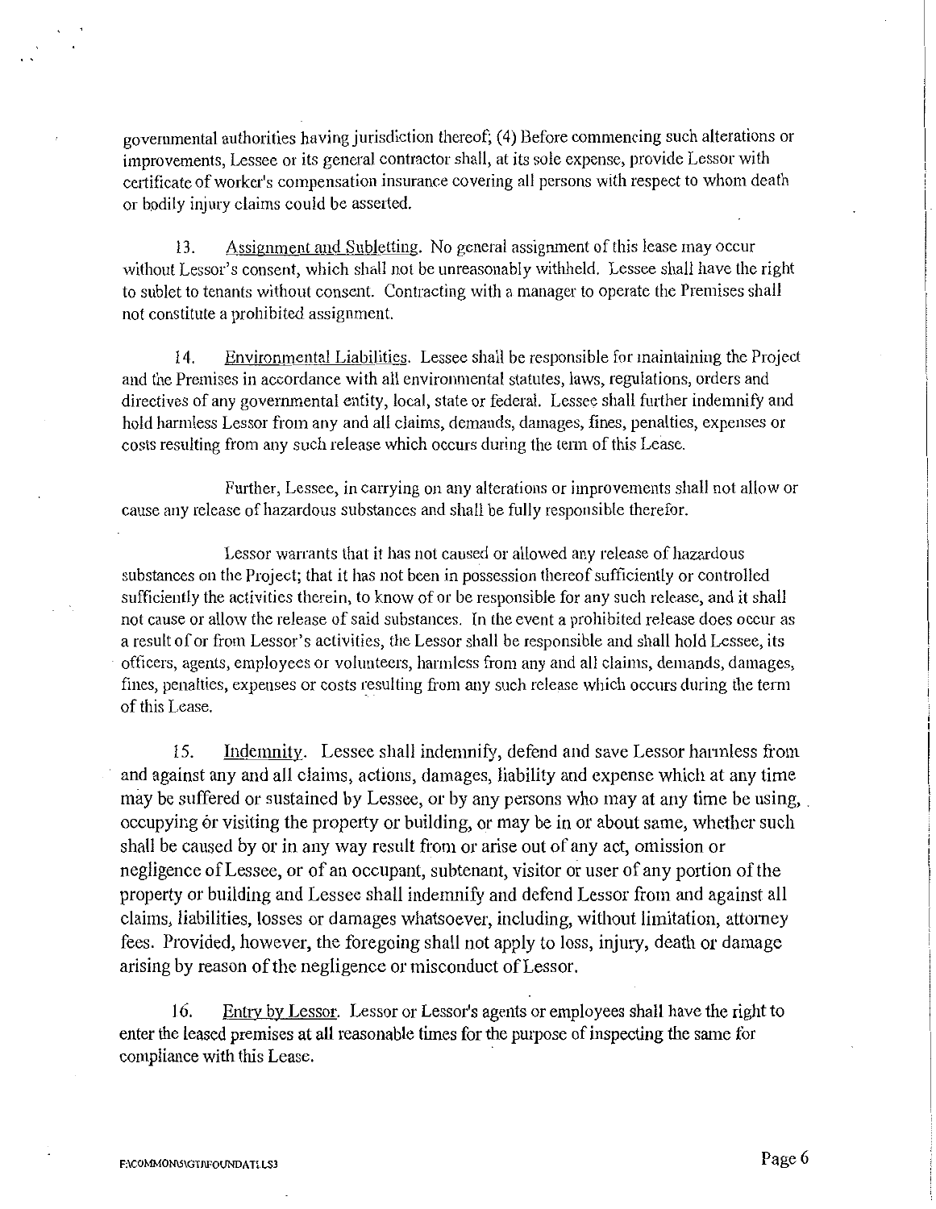governmental authorities having jurisdiction thereof; (4) Before commencing such alterations or improvements, Lessee or its general contractor shall, at its sole expense, provide Lessor with certificate of worker's compensation insurance covering all persons with respect to whom death or bodily injury claims could be asserted.

13. Assignment and Subletting. No general assignment of this lease may occur without Lessor's consent, which shall not be unreasonably withheld. Lessee shall have the right to sublet to tenants without consent. Contracting with a manager to operate the Premises shall not constitute a prohibited assignment.

14. Environmental Liabilities. Lessee shall be responsible for maintaining the Project and the Premises in accordance with all environmental statutes, laws, regulations, orders and directives of any governmental entity, local, state or federal. Lessee shall further indemnify and hold harmless Lessor from any and all claims, demands, damages, fines, penalties, expenses or costs resulting from any such release which occurs during the term of this Lease.

Further, Lessee, in carrying on any alterations or improvements shall not allow or cause any release of hazardous substances and shall be fully responsible therefor.

Lessor warrants that it has not caused or allowed any release of hazardous substances on the Project; that it has not been in possession thereof sufficiently or controlled sufficiently the activities therein, to know of or be responsible for any such release, and it shall not cause or allow the release of said substances. In the event a prohibited release does occur as a result of or from Lessor's activities, the Lessor shall be responsible and shall hold Lessee, its officers, agents, employees or volunteers, harmless from any and all claims, demands, damages, fines, penalties, expenses or costs resulting from any such release which occurs during the term of this Lease.

15. Indemnity. Lessee shall indemnify, defend and save Lessor harmless from and against any and all claims, actions, damages, liability and expense which at any time may be suffered or sustained by Lessee, or by any persons who may at any time be using, occupying or visiting the property or building, or may be in or about same, whether such shall be caused by or in any way result from or arise out of any act, omission or negligence of Lessee, or of an occupant, subtenant, visitor or user of any portion of the property or building and Lessee shall indemnify and defend Lessor from and against all claims, liabilities, losses or damages whatsoever, including, without limitation, attorney fees. Provided, however, the foregoing shall not apply to loss, injury, death or damage arising by reason of the negligence or misconduct of Lessor.

16. Entry by Lessor. Lessor or Lessor's agents or employees shall have the right to enter the leased premises at all reasonable times for the purpose of inspecting the same for compliance with this Lease.

F:\COMMON\S\GT\FOUNDAT\LS3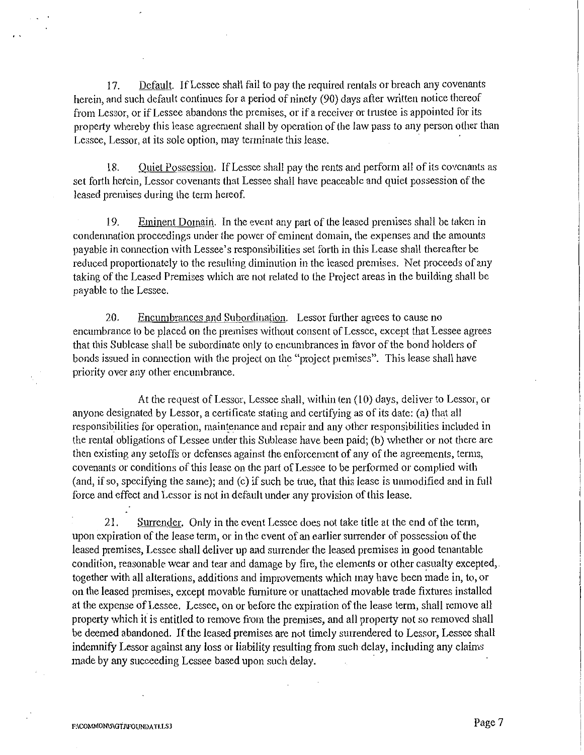17. Default. If Lessee shall fail to pay the required rentals or breach any covenants herein, and such default continues for a period of ninety (90) days after written notice thereof from Lessor, or if Lessee abandons the premises, or if a receiver or trustee is appointed for its property whereby this lease agreement shall by operation of the law pass to any person other than Lessee, Lessor, at its sole option, may terminate this lease.

18. Quiet Possession. If Lessee shall pay the rents and perform all of its covenants as set forth herein, Lessor covenants that Lessee shall have peaceable and quiet possession of the leased premises during the term hereof.

19. Eminent Domain. In the event any part of the leased premises shall be taken in condemnation proceedings under the power of eminent domain, the expenses and the amounts payable in connection with Lessee's responsibilities set forth in this Lease shall thereafter be reduced proportionately to the resulting diminution in the leased premises. Net proceeds of any taking of the Leased Premises which are not related to the Project areas in the building shall be payable to the Lessee.

20. Encumbrances and Subordination. Lessor further agrees to cause no encumbrance to be placed on the premises without consent of Lessee, except that Lessee agrees that this Sublease shall be subordinate only to encumbrances in favor of the bond holders of bonds issued in connection with the project on the "project premises". This lease shall have priority over any other encumbrance.

At the request of Lessor, Lessee shall, within ten (10) days, deliver to Lessor, or anyone designated by Lessor, a certificate stating and certifying as of its date: (a) that all responsibilities for operation, maintenance and repair and any other responsibilities included in the rental obligations of Lessee under this Sublease have been paid; (b) whether or not there are then existing any setoffs or defenses against the enforcement of any of the agreements, terms, covenants or conditions of this lease on the part of Lessee to be performed or complied with (and, if so, specifying the same); and (c) if such be true, that this lease is unmodified and in full force and effect and Lessor is not in default under any provision of this lease.

21. Surrender. Only in the event Lessee does not take title at the end of the term, upon expiration of the lease term, or in the event of an earlier surrender of possession of the leased premises, Lessee shall deliver up and surrender the leased premises in good tenantable condition, reasonable wear and tear and damage by fire, the elements or other casualty excepted, together with all alterations, additions and improvements which may have been made in, to, or on the leased premises, except movable furniture or unattached movable trade fixtures installed at the expense of Lessee. Lessee, on or before the expiration of the lease term, shall remove all property which it is entitled to remove from the premises, and all property not so removed shall be deemed abandoned. If the leased premises are not timely surrendered to Lessor, Lessee shall indemnify Lessor against any loss or liability resulting from such delay, including any claims made by any succeeding Lessee based upon such delay.

F:\COMMON\S\GTJ\FOUNDATI.LS3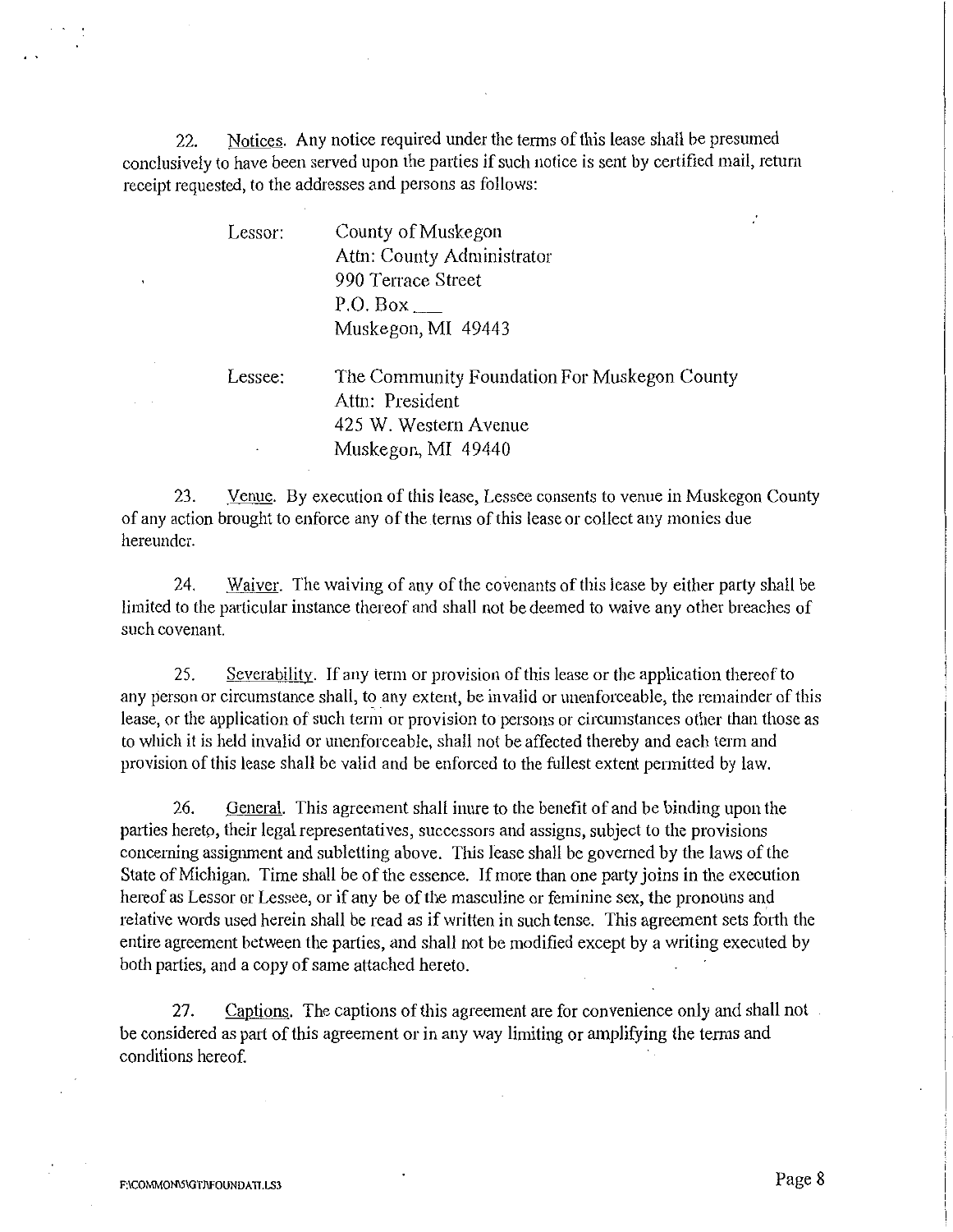22. <u>Notices</u>. Any notice required under the terms of this lease shall be presumed conclusively to have been served upon the parties if such notice is sent by certified mail, return receipt requested, to the addresses and persons as follows:

Lessor: County of Muskegon
Attn: County Administrator
990 Terrace Street
P.O. Box ___
Muskegon, MI 49443

Lessee: The Community Foundation For Muskegon County
Attn: President
425 W. Western Avenue
Muskegon, MI 49440

23. <u>Venue</u>. By execution of this lease, Lessee consents to venue in Muskegon County of any action brought to enforce any of the terms of this lease or collect any monies due hereunder.

24. <u>Waiver</u>. The waiving of any of the covenants of this lease by either party shall be limited to the particular instance thereof and shall not be deemed to waive any other breaches of such covenant.

25. <u>Severability</u>. If any term or provision of this lease or the application thereof to any person or circumstance shall, to any extent, be invalid or unenforceable, the remainder of this lease, or the application of such term or provision to persons or circumstances other than those as to which it is held invalid or unenforceable, shall not be affected thereby and each term and provision of this lease shall be valid and be enforced to the fullest extent permitted by law.

26. <u>General</u>. This agreement shall inure to the benefit of and be binding upon the parties hereto, their legal representatives, successors and assigns, subject to the provisions concerning assignment and subletting above. This lease shall be governed by the laws of the State of Michigan. Time shall be of the essence. If more than one party joins in the execution hereof as Lessor or Lessee, or if any be of the masculine or feminine sex, the pronouns and relative words used herein shall be read as if written in such tense. This agreement sets forth the entire agreement between the parties, and shall not be modified except by a writing executed by both parties, and a copy of same attached hereto.

27. <u>Captions</u>. The captions of this agreement are for convenience only and shall not be considered as part of this agreement or in any way limiting or amplifying the terms and conditions hereof.

F:\COMMON\S\GT\FOUNDATI.LS3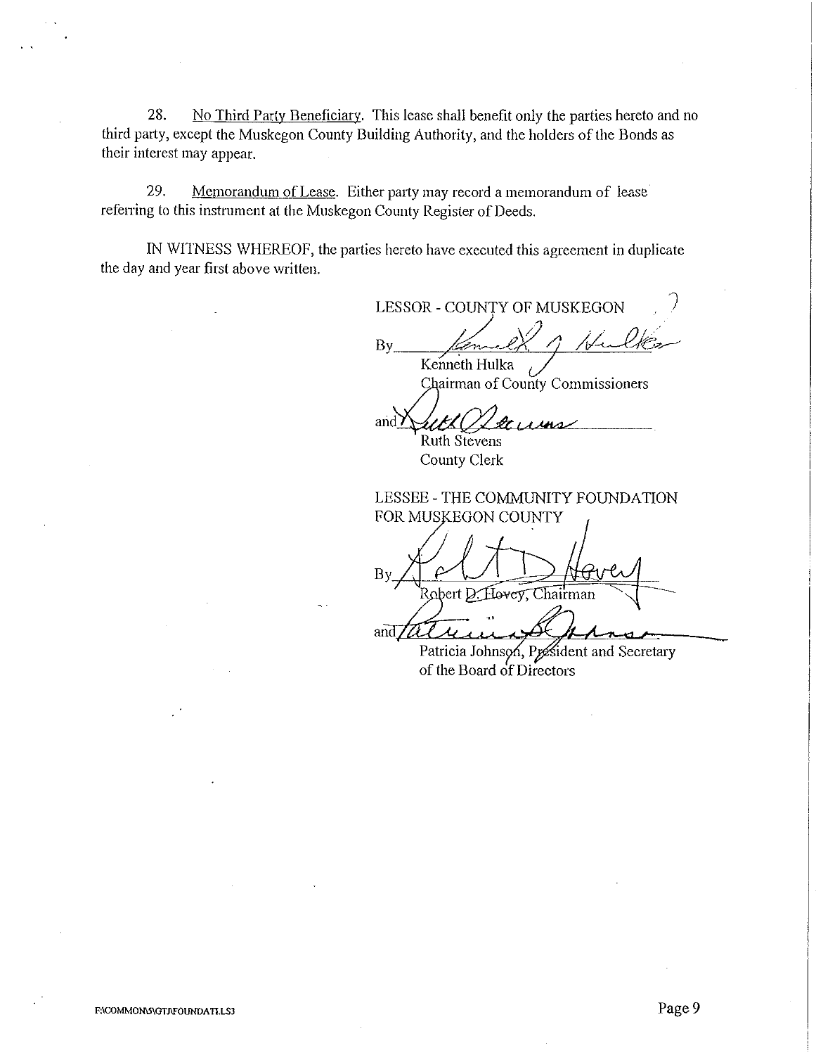28. <u>No Third Party Beneficiary</u>. This lease shall benefit only the parties hereto and no third party, except the Muskegon County Building Authority, and the holders of the Bonds as their interest may appear.

29. <u>Memorandum of Lease</u>. Either party may record a memorandum of lease referring to this instrument at the Muskegon County Register of Deeds.

IN WITNESS WHEREOF, the parties hereto have executed this agreement in duplicate the day and year first above written.

LESSOR - COUNTY OF MUSKEGON

By _______________________
Kenneth Hulka
Chairman of County Commissioners

and _______________________
Ruth Stevens
County Clerk

LESSEE - THE COMMUNITY FOUNDATION FOR MUSKEGON COUNTY

By _______________________
Robert D. Hovey, Chairman

and _______________________
Patricia Johnson, President and Secretary of the Board of Directors

F:\COMMON\S\GTJ\FOUNDATI.LS3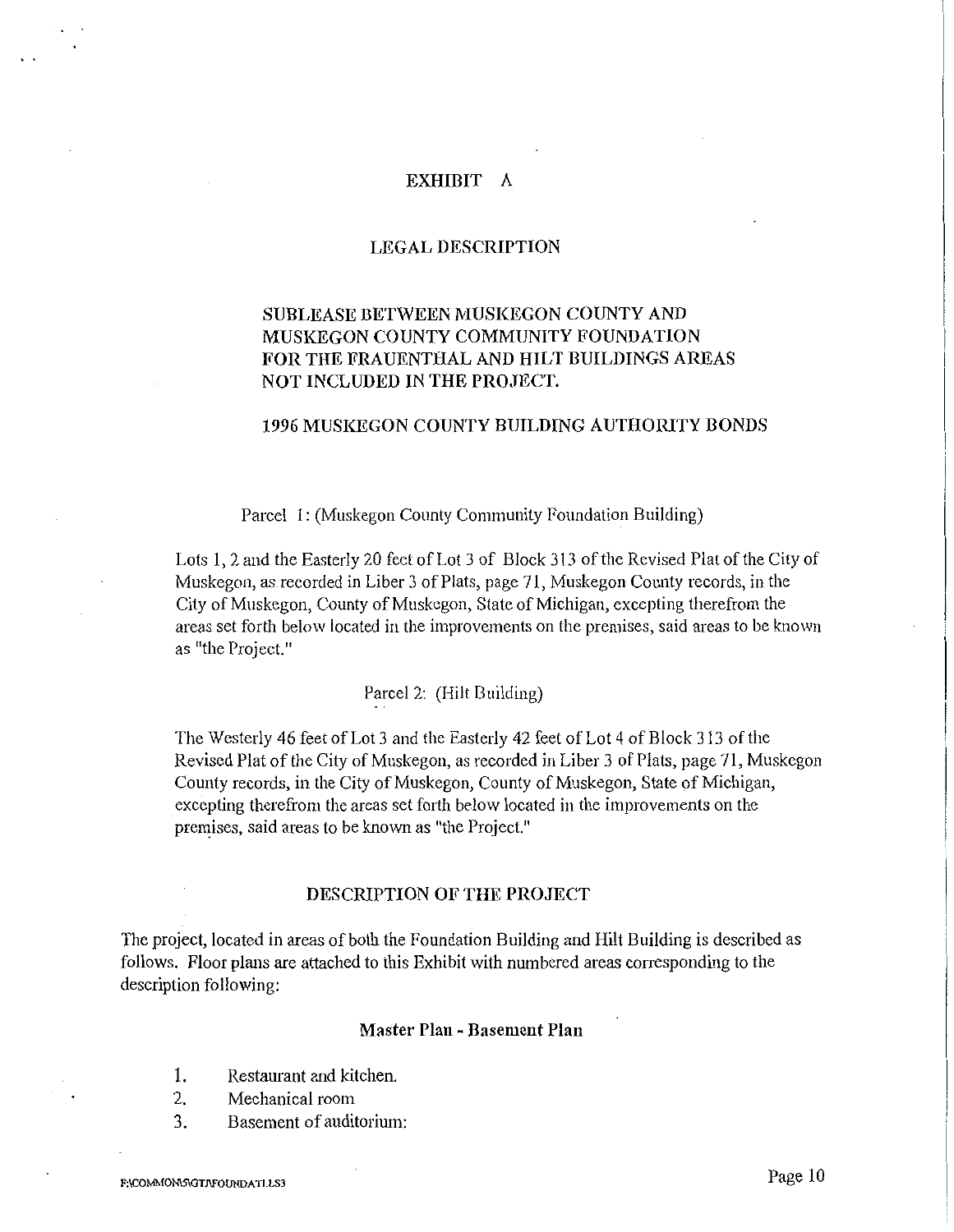# EXHIBIT A

## LEGAL DESCRIPTION

## SUBLEASE BETWEEN MUSKEGON COUNTY AND MUSKEGON COUNTY COMMUNITY FOUNDATION FOR THE FRAUENTHAL AND HILT BUILDINGS AREAS NOT INCLUDED IN THE PROJECT.

## 1996 MUSKEGON COUNTY BUILDING AUTHORITY BONDS

Parcel 1: (Muskegon County Community Foundation Building)

Lots 1, 2 and the Easterly 20 feet of Lot 3 of Block 313 of the Revised Plat of the City of Muskegon, as recorded in Liber 3 of Plats, page 71, Muskegon County records, in the City of Muskegon, County of Muskegon, State of Michigan, excepting therefrom the areas set forth below located in the improvements on the premises, said areas to be known as "the Project."

Parcel 2: (Hilt Building)

The Westerly 46 feet of Lot 3 and the Easterly 42 feet of Lot 4 of Block 313 of the Revised Plat of the City of Muskegon, as recorded in Liber 3 of Plats, page 71, Muskegon County records, in the City of Muskegon, County of Muskegon, State of Michigan, excepting therefrom the areas set forth below located in the improvements on the premises, said areas to be known as "the Project."

## DESCRIPTION OF THE PROJECT

The project, located in areas of both the Foundation Building and Hilt Building is described as follows. Floor plans are attached to this Exhibit with numbered areas corresponding to the description following:

### Master Plan - Basement Plan

1. Restaurant and kitchen.
2. Mechanical room
3. Basement of auditorium:

F:\COMMON\SIGT\FOUNDATI.LS3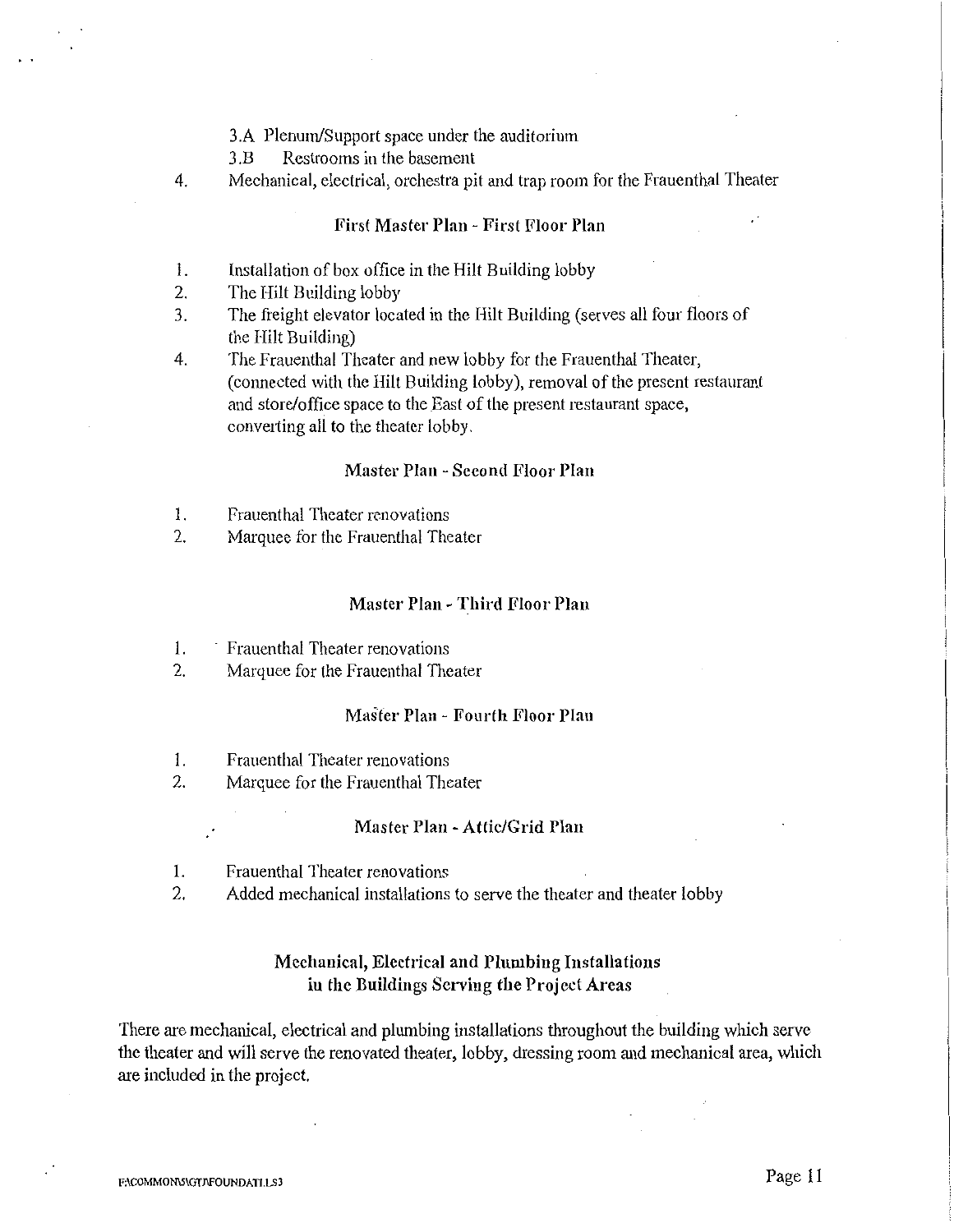3.A Plenum/Support space under the auditorium

3.B Restrooms in the basement

4. Mechanical, electrical, orchestra pit and trap room for the Frauenthal Theater

### First Master Plan - First Floor Plan

1. Installation of box office in the Hilt Building lobby
2. The Hilt Building lobby
3. The freight elevator located in the Hilt Building (serves all four floors of the Hilt Building)
4. The Frauenthal Theater and new lobby for the Frauenthal Theater, (connected with the Hilt Building lobby), removal of the present restaurant and store/office space to the East of the present restaurant space, converting all to the theater lobby.

### Master Plan - Second Floor Plan

1. Frauenthal Theater renovations
2. Marquee for the Frauenthal Theater

### Master Plan - Third Floor Plan

1. Frauenthal Theater renovations
2. Marquee for the Frauenthal Theater

### Master Plan - Fourth Floor Plan

1. Frauenthal Theater renovations
2. Marquee for the Frauenthal Theater

### Master Plan - Attic/Grid Plan

1. Frauenthal Theater renovations
2. Added mechanical installations to serve the theater and theater lobby

### Mechanical, Electrical and Plumbing Installations in the Buildings Serving the Project Areas

There are mechanical, electrical and plumbing installations throughout the building which serve the theater and will serve the renovated theater, lobby, dressing room and mechanical area, which are included in the project.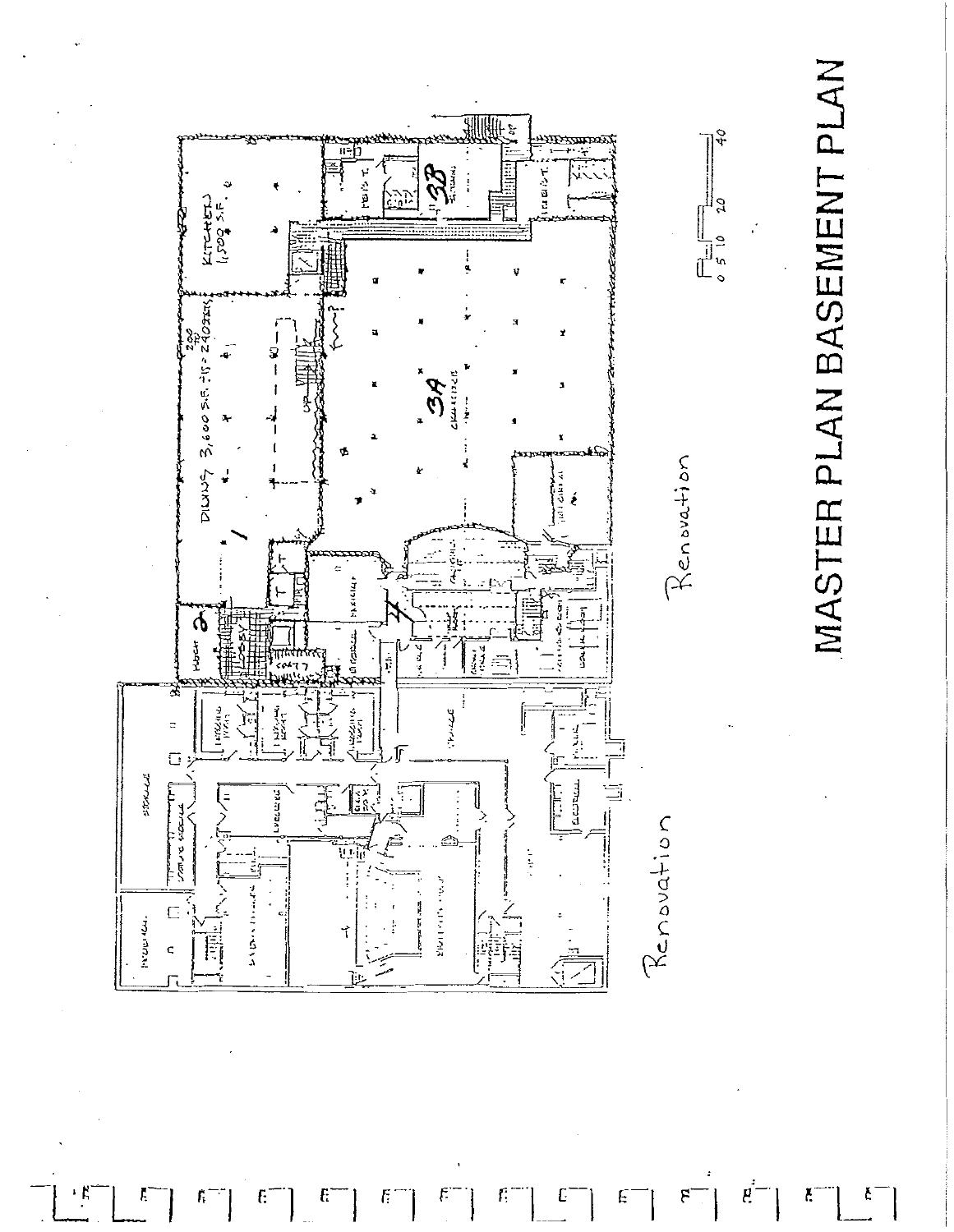# MASTER PLAN BASEMENT PLAN

KITCHEN 1,500 S.F.

DINING 3,600 S.F. / 15 = 240 SEATS

3A

3B

Renovation

Renovation

0 5 10 20 40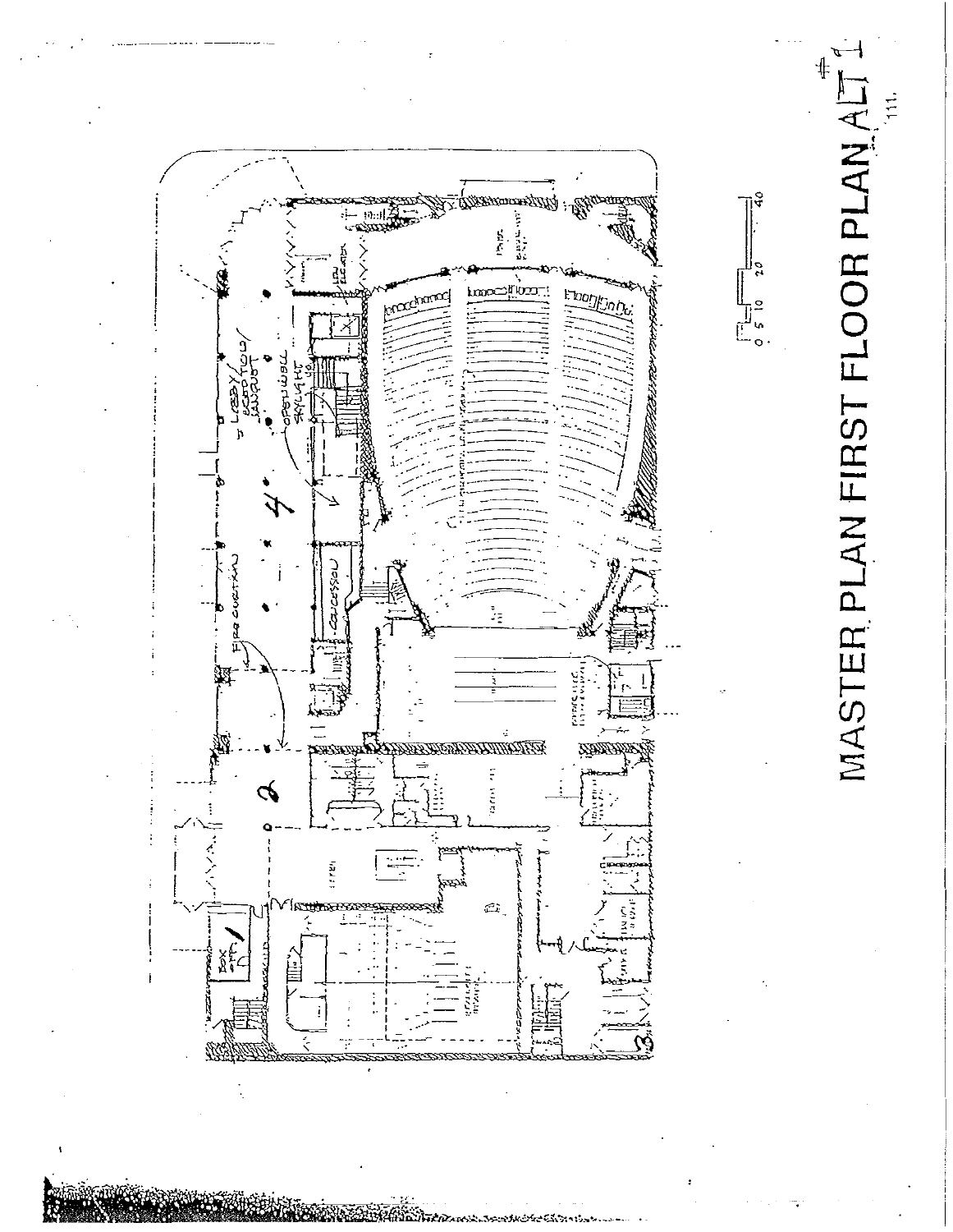# MASTER PLAN FIRST FLOOR PLAN ALT 1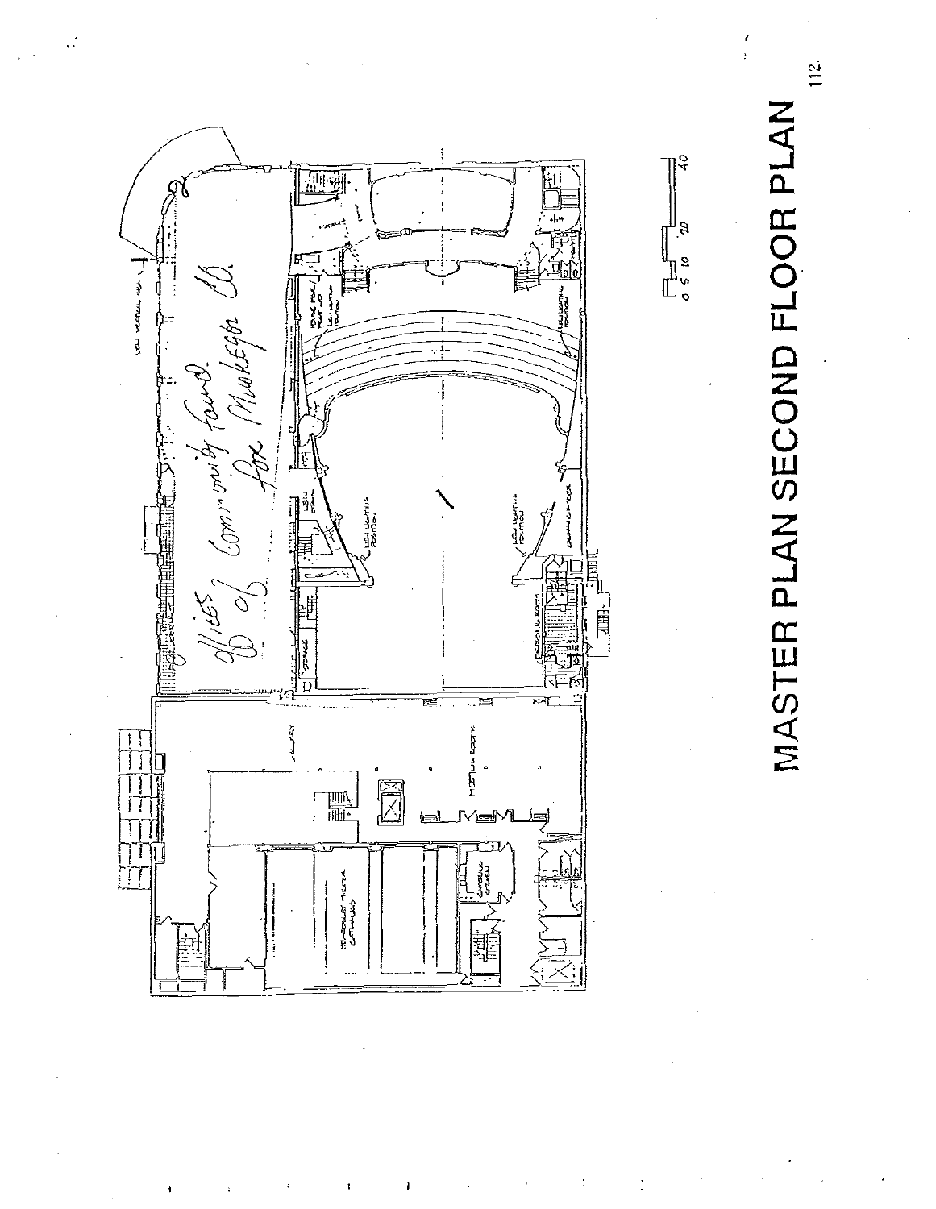# MASTER PLAN SECOND FLOOR PLAN

offices of Community Found. for Muskegon Co.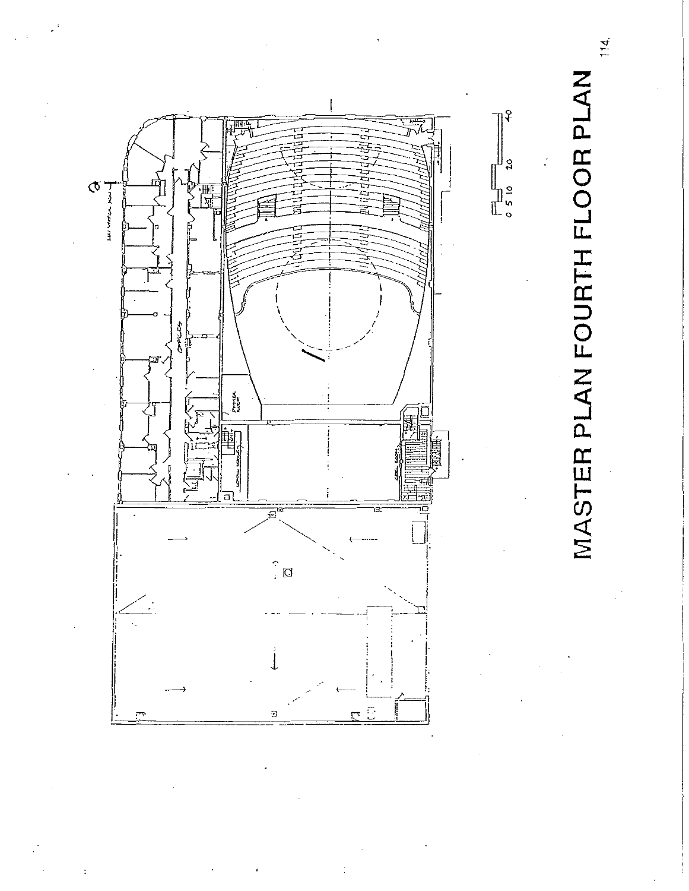# MASTER PLAN FOURTH FLOOR PLAN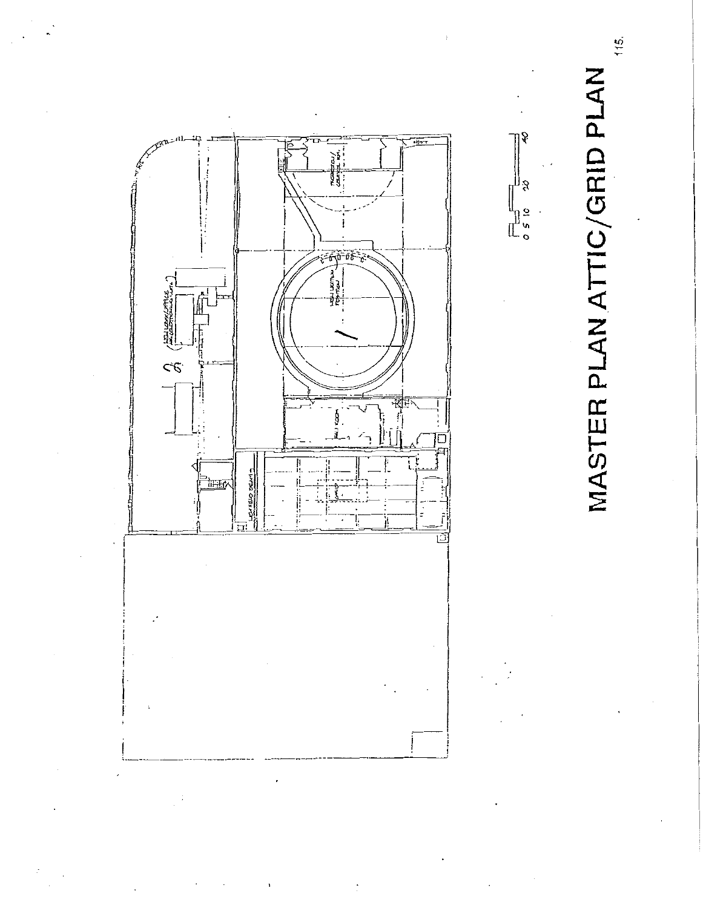# MASTER PLAN ATTIC/GRID PLAN

0 5 10 20 40